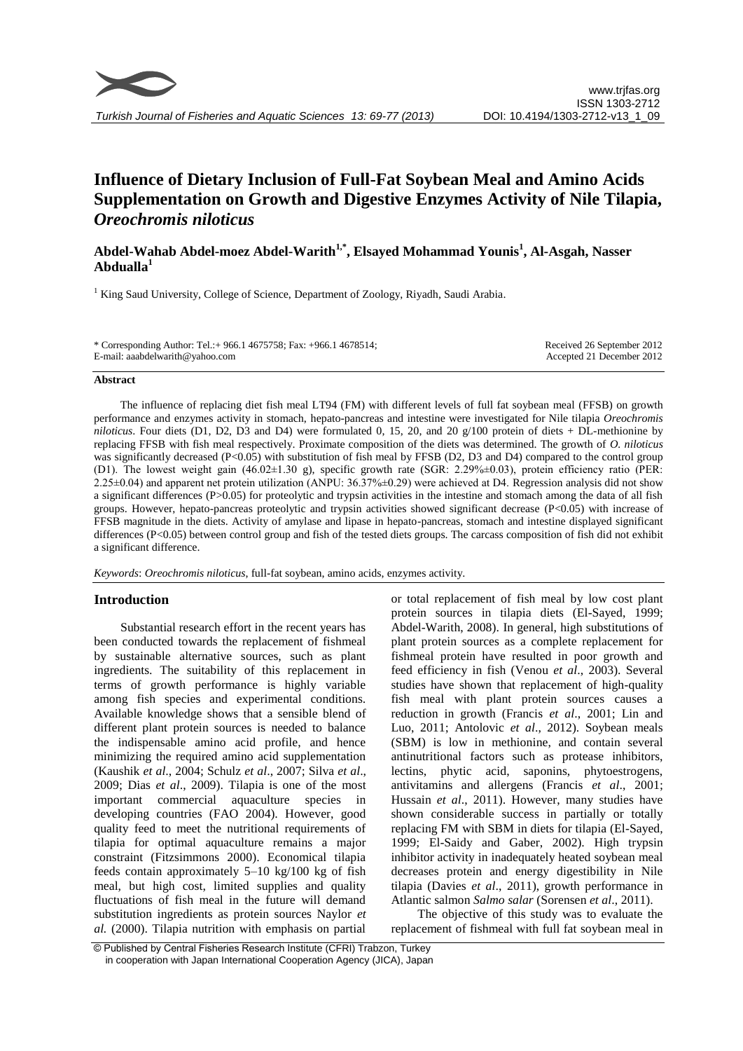# Influence of Dietary Inclusion of Full-Fat Soybean Meal and Amino Acids Supplementation on Growth and Digestive Enzymes Activity of Nile Tilapia, *Oreochromis niloticus*

**Abdel-Wahab Abdel-moez Abdel-Warith[1,*], Elsayed Mohammad Younis[1], Al-Asgah, Nasser Abdualla[1]**

[1] King Saud University, College of Science, Department of Zoology, Riyadh, Saudi Arabia.

\* Corresponding Author: Tel.:+ 966.1 4675758; Fax: +966.1 4678514;
E-mail: aaabdelwarith@yahoo.com

Received 26 September 2012
Accepted 21 December 2012

## Abstract

The influence of replacing diet fish meal LT94 (FM) with different levels of full fat soybean meal (FFSB) on growth performance and enzymes activity in stomach, hepato-pancreas and intestine were investigated for Nile tilapia *Oreochromis niloticus*. Four diets (D1, D2, D3 and D4) were formulated 0, 15, 20, and 20 g/100 protein of diets + DL-methionine by replacing FFSB with fish meal respectively. Proximate composition of the diets was determined. The growth of *O. niloticus* was significantly decreased ($P<0.05$) with substitution of fish meal by FFSB (D2, D3 and D4) compared to the control group (D1). The lowest weight gain (46.02±1.30 g), specific growth rate (SGR: 2.29%±0.03), protein efficiency ratio (PER: 2.25±0.04) and apparent net protein utilization (ANPU: 36.37%±0.29) were achieved at D4. Regression analysis did not show a significant differences ($P>0.05$) for proteolytic and trypsin activities in the intestine and stomach among the data of all fish groups. However, hepato-pancreas proteolytic and trypsin activities showed significant decrease ($P<0.05$) with increase of FFSB magnitude in the diets. Activity of amylase and lipase in hepato-pancreas, stomach and intestine displayed significant differences ($P<0.05$) between control group and fish of the tested diets groups. The carcass composition of fish did not exhibit a significant difference.

*Keywords*: *Oreochromis niloticus*, full-fat soybean, amino acids, enzymes activity.

## Introduction

Substantial research effort in the recent years has been conducted towards the replacement of fishmeal by sustainable alternative sources, such as plant ingredients. The suitability of this replacement in terms of growth performance is highly variable among fish species and experimental conditions. Available knowledge shows that a sensible blend of different plant protein sources is needed to balance the indispensable amino acid profile, and hence minimizing the required amino acid supplementation (Kaushik *et al*., 2004; Schulz *et al*., 2007; Silva *et al*., 2009; Dias *et al*., 2009). Tilapia is one of the most important commercial aquaculture species in developing countries (FAO 2004). However, good quality feed to meet the nutritional requirements of tilapia for optimal aquaculture remains a major constraint (Fitzsimmons 2000). Economical tilapia feeds contain approximately 5–10 kg/100 kg of fish meal, but high cost, limited supplies and quality fluctuations of fish meal in the future will demand substitution ingredients as protein sources Naylor *et al.* (2000). Tilapia nutrition with emphasis on partial or total replacement of fish meal by low cost plant protein sources in tilapia diets (El-Sayed, 1999; Abdel-Warith, 2008). In general, high substitutions of plant protein sources as a complete replacement for fishmeal protein have resulted in poor growth and feed efficiency in fish (Venou *et al*., 2003). Several studies have shown that replacement of high-quality fish meal with plant protein sources causes a reduction in growth (Francis *et al*., 2001; Lin and Luo, 2011; Antolovic *et al*., 2012). Soybean meals (SBM) is low in methionine, and contain several antinutritional factors such as protease inhibitors, lectins, phytic acid, saponins, phytoestrogens, antivitamins and allergens (Francis *et al*., 2001; Hussain *et al*., 2011). However, many studies have shown considerable success in partially or totally replacing FM with SBM in diets for tilapia (El-Sayed, 1999; El-Saidy and Gaber, 2002). High trypsin inhibitor activity in inadequately heated soybean meal decreases protein and energy digestibility in Nile tilapia (Davies *et al*., 2011), growth performance in Atlantic salmon *Salmo salar* (Sorensen *et al*., 2011).

The objective of this study was to evaluate the replacement of fishmeal with full fat soybean meal in

© Published by Central Fisheries Research Institute (CFRI) Trabzon, Turkey in cooperation with Japan International Cooperation Agency (JICA), Japan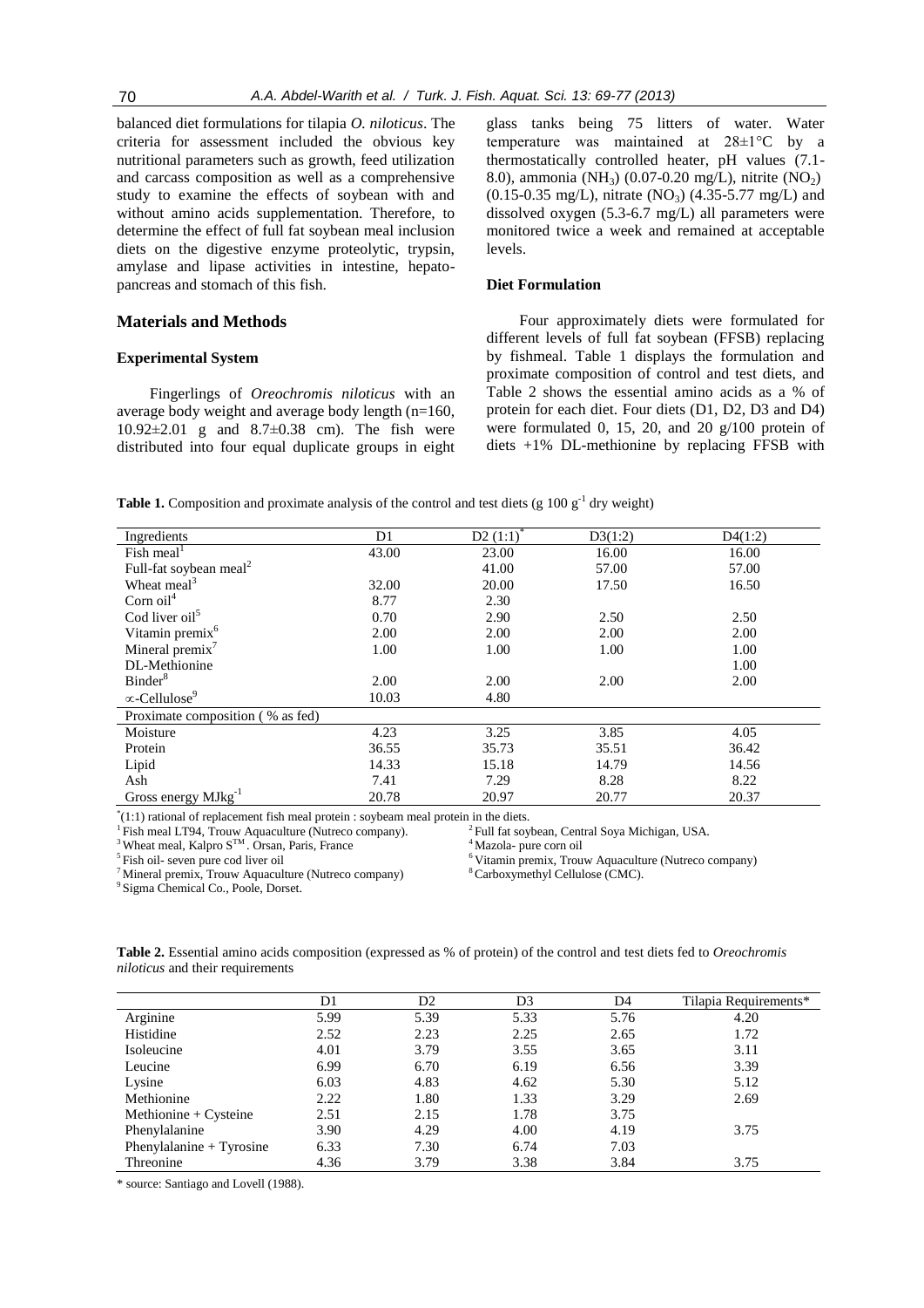balanced diet formulations for tilapia *O. niloticus*. The criteria for assessment included the obvious key nutritional parameters such as growth, feed utilization and carcass composition as well as a comprehensive study to examine the effects of soybean with and without amino acids supplementation. Therefore, to determine the effect of full fat soybean meal inclusion diets on the digestive enzyme proteolytic, trypsin, amylase and lipase activities in intestine, hepato-pancreas and stomach of this fish.

## Materials and Methods

### Experimental System

Fingerlings of *Oreochromis niloticus* with an average body weight and average body length (n=160, 10.92±2.01 g and 8.7±0.38 cm). The fish were distributed into four equal duplicate groups in eight glass tanks being 75 litters of water. Water temperature was maintained at 28±1°C by a thermostatically controlled heater, pH values (7.1-8.0), ammonia ($NH_3$) (0.07-0.20 mg/L), nitrite ($NO_2$) (0.15-0.35 mg/L), nitrate ($NO_3$) (4.35-5.77 mg/L) and dissolved oxygen (5.3-6.7 mg/L) all parameters were monitored twice a week and remained at acceptable levels.

### Diet Formulation

Four approximately diets were formulated for different levels of full fat soybean (FFSB) replacing by fishmeal. Table 1 displays the formulation and proximate composition of control and test diets, and Table 2 shows the essential amino acids as a % of protein for each diet. Four diets (D1, D2, D3 and D4) were formulated 0, 15, 20, and 20 g/100 protein of diets +1% DL-methionine by replacing FFSB with

**Table 1.** Composition and proximate analysis of the control and test diets (g 100 $g^{-1}$ dry weight)

| Ingredients | D1 | D2 (1:1)* | D3(1:2) | D4(1:2) |
|---|---|---|---|---|
| Fish meal[1] | 43.00 | 23.00 | 16.00 | 16.00 |
| Full-fat soybean meal[2] | | 41.00 | 57.00 | 57.00 |
| Wheat meal[3] | 32.00 | 20.00 | 17.50 | 16.50 |
| Corn oil[4] | 8.77 | 2.30 | | |
| Cod liver oil[5] | 0.70 | 2.90 | 2.50 | 2.50 |
| Vitamin premix[6] | 2.00 | 2.00 | 2.00 | 2.00 |
| Mineral premix[7] | 1.00 | 1.00 | 1.00 | 1.00 |
| DL-Methionine | | | | 1.00 |
| Binder[8] | 2.00 | 2.00 | 2.00 | 2.00 |
| ∝-Cellulose[9] | 10.03 | 4.80 | | |
| Proximate composition ( % as fed) | | | | |
| Moisture | 4.23 | 3.25 | 3.85 | 4.05 |
| Protein | 36.55 | 35.73 | 35.51 | 36.42 |
| Lipid | 14.33 | 15.18 | 14.79 | 14.56 |
| Ash | 7.41 | 7.29 | 8.28 | 8.22 |
| Gross energy $MJkg^{-1}$ | 20.78 | 20.97 | 20.77 | 20.37 |

*(1:1) rational of replacement fish meal protein : soybeam meal protein in the diets.
[1] Fish meal LT94, Trouw Aquaculture (Nutreco company).
[2] Full fat soybean, Central Soya Michigan, USA.
[3] Wheat meal, Kalpro S™. Orsan, Paris, France
[4] Mazola- pure corn oil
[5] Fish oil- seven pure cod liver oil
[6] Vitamin premix, Trouw Aquaculture (Nutreco company)
[7] Mineral premix, Trouw Aquaculture (Nutreco company)
[8] Carboxymethyl Cellulose (CMC).
[9] Sigma Chemical Co., Poole, Dorset.

**Table 2.** Essential amino acids composition (expressed as % of protein) of the control and test diets fed to *Oreochromis niloticus* and their requirements

| | D1 | D2 | D3 | D4 | Tilapia Requirements* |
|---|---|---|---|---|---|
| Arginine | 5.99 | 5.39 | 5.33 | 5.76 | 4.20 |
| Histidine | 2.52 | 2.23 | 2.25 | 2.65 | 1.72 |
| Isoleucine | 4.01 | 3.79 | 3.55 | 3.65 | 3.11 |
| Leucine | 6.99 | 6.70 | 6.19 | 6.56 | 3.39 |
| Lysine | 6.03 | 4.83 | 4.62 | 5.30 | 5.12 |
| Methionine | 2.22 | 1.80 | 1.33 | 3.29 | 2.69 |
| Methionine + Cysteine | 2.51 | 2.15 | 1.78 | 3.75 | |
| Phenylalanine | 3.90 | 4.29 | 4.00 | 4.19 | 3.75 |
| Phenylalanine + Tyrosine | 6.33 | 7.30 | 6.74 | 7.03 | |
| Threonine | 4.36 | 3.79 | 3.38 | 3.84 | 3.75 |

\* source: Santiago and Lovell (1988).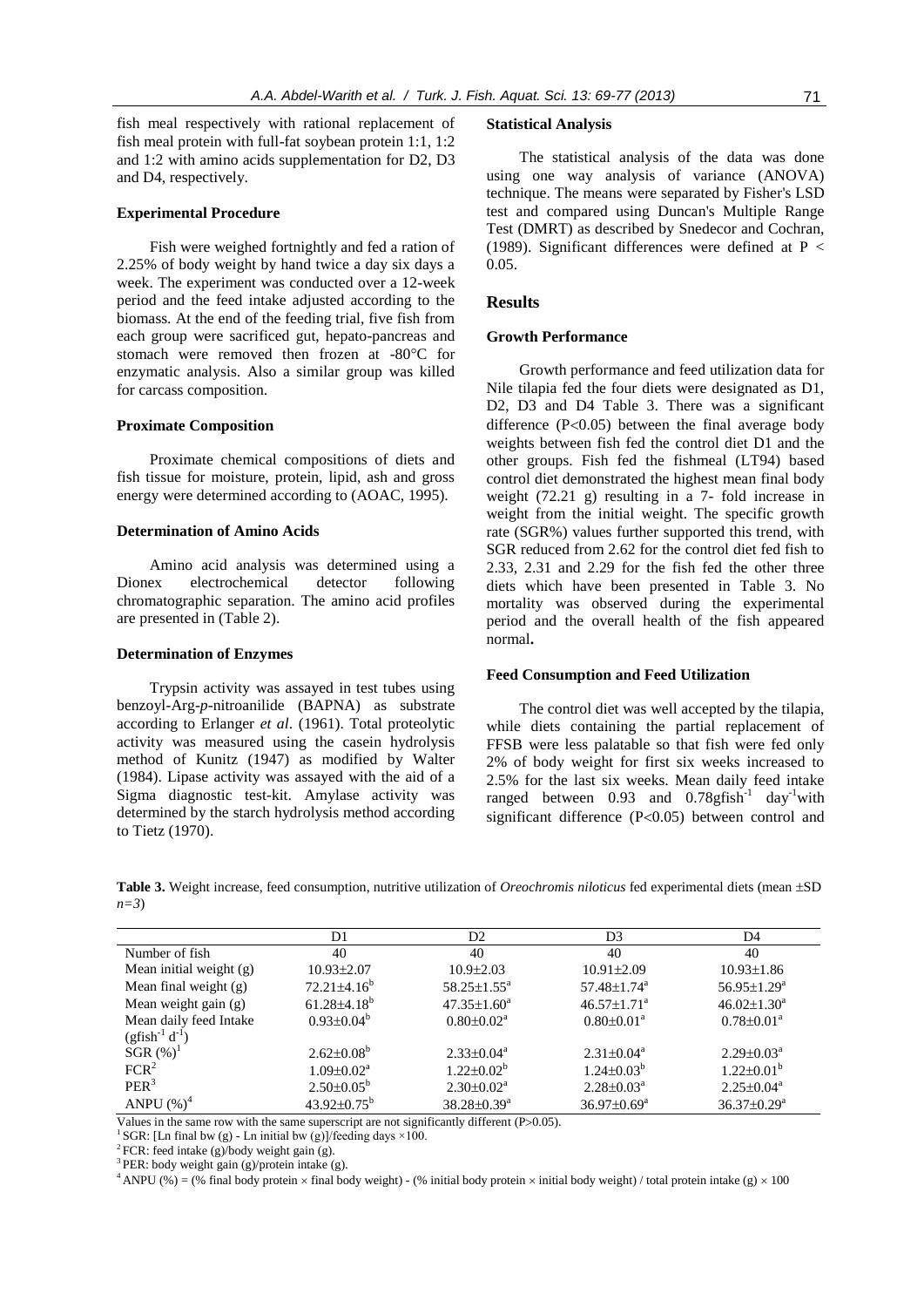fish meal respectively with rational replacement of fish meal protein with full-fat soybean protein 1:1, 1:2 and 1:2 with amino acids supplementation for D2, D3 and D4, respectively.

### Experimental Procedure

Fish were weighed fortnightly and fed a ration of 2.25% of body weight by hand twice a day six days a week. The experiment was conducted over a 12-week period and the feed intake adjusted according to the biomass. At the end of the feeding trial, five fish from each group were sacrificed gut, hepato-pancreas and stomach were removed then frozen at -80°C for enzymatic analysis. Also a similar group was killed for carcass composition.

### Proximate Composition

Proximate chemical compositions of diets and fish tissue for moisture, protein, lipid, ash and gross energy were determined according to (AOAC, 1995).

### Determination of Amino Acids

Amino acid analysis was determined using a Dionex electrochemical detector following chromatographic separation. The amino acid profiles are presented in (Table 2).

### Determination of Enzymes

Trypsin activity was assayed in test tubes using benzoyl-Arg-*p*-nitroanilide (BAPNA) as substrate according to Erlanger *et al*. (1961). Total proteolytic activity was measured using the casein hydrolysis method of Kunitz (1947) as modified by Walter (1984). Lipase activity was assayed with the aid of a Sigma diagnostic test-kit. Amylase activity was determined by the starch hydrolysis method according to Tietz (1970).

### Statistical Analysis

The statistical analysis of the data was done using one way analysis of variance (ANOVA) technique. The means were separated by Fisher's LSD test and compared using Duncan's Multiple Range Test (DMRT) as described by Snedecor and Cochran, (1989). Significant differences were defined at $P < 0.05$.

## Results

### Growth Performance

Growth performance and feed utilization data for Nile tilapia fed the four diets were designated as D1, D2, D3 and D4 Table 3. There was a significant difference ($P<0.05$) between the final average body weights between fish fed the control diet D1 and the other groups. Fish fed the fishmeal (LT94) based control diet demonstrated the highest mean final body weight (72.21 g) resulting in a 7- fold increase in weight from the initial weight. The specific growth rate (SGR%) values further supported this trend, with SGR reduced from 2.62 for the control diet fed fish to 2.33, 2.31 and 2.29 for the fish fed the other three diets which have been presented in Table 3. No mortality was observed during the experimental period and the overall health of the fish appeared normal**.**

### Feed Consumption and Feed Utilization

The control diet was well accepted by the tilapia, while diets containing the partial replacement of FFSB were less palatable so that fish were fed only 2% of body weight for first six weeks increased to 2.5% for the last six weeks. Mean daily feed intake ranged between 0.93 and 0.78gfish$^{-1}$ day$^{-1}$with significant difference ($P<0.05$) between control and

**Table 3.** Weight increase, feed consumption, nutritive utilization of *Oreochromis niloticus* fed experimental diets (mean ±SD *n=3*)

| | D1 | D2 | D3 | D4 |
|---|---|---|---|---|
| Number of fish | 40 | 40 | 40 | 40 |
| Mean initial weight (g) | 10.93±2.07 | 10.9±2.03 | 10.91±2.09 | 10.93±1.86 |
| Mean final weight (g) | 72.21±4.16$^b$ | 58.25±1.55$^a$ | 57.48±1.74$^a$ | 56.95±1.29$^a$ |
| Mean weight gain (g) | 61.28±4.18$^b$ | 47.35±1.60$^a$ | 46.57±1.71$^a$ | 46.02±1.30$^a$ |
| Mean daily feed Intake (gfish$^{-1}$ d$^{-1}$) | 0.93±0.04$^b$ | 0.80±0.02$^a$ | 0.80±0.01$^a$ | 0.78±0.01$^a$ |
| SGR (%)[1] | 2.62±0.08$^b$ | 2.33±0.04$^a$ | 2.31±0.04$^a$ | 2.29±0.03$^a$ |
| FCR[2] | 1.09±0.02$^a$ | 1.22±0.02$^b$ | 1.24±0.03$^b$ | 1.22±0.01$^b$ |
| PER[3] | 2.50±0.05$^b$ | 2.30±0.02$^a$ | 2.28±0.03$^a$ | 2.25±0.04$^a$ |
| ANPU (%)[4] | 43.92±0.75$^b$ | 38.28±0.39$^a$ | 36.97±0.69$^a$ | 36.37±0.29$^a$ |

Values in the same row with the same superscript are not significantly different ($P>0.05$).

[1] SGR: [Ln final bw (g) - Ln initial bw (g)]/feeding days ×100.

[2] FCR: feed intake (g)/body weight gain (g).

[3] PER: body weight gain (g)/protein intake (g).

[4] ANPU (%) = (% final body protein × final body weight) - (% initial body protein × initial body weight) / total protein intake (g) × 100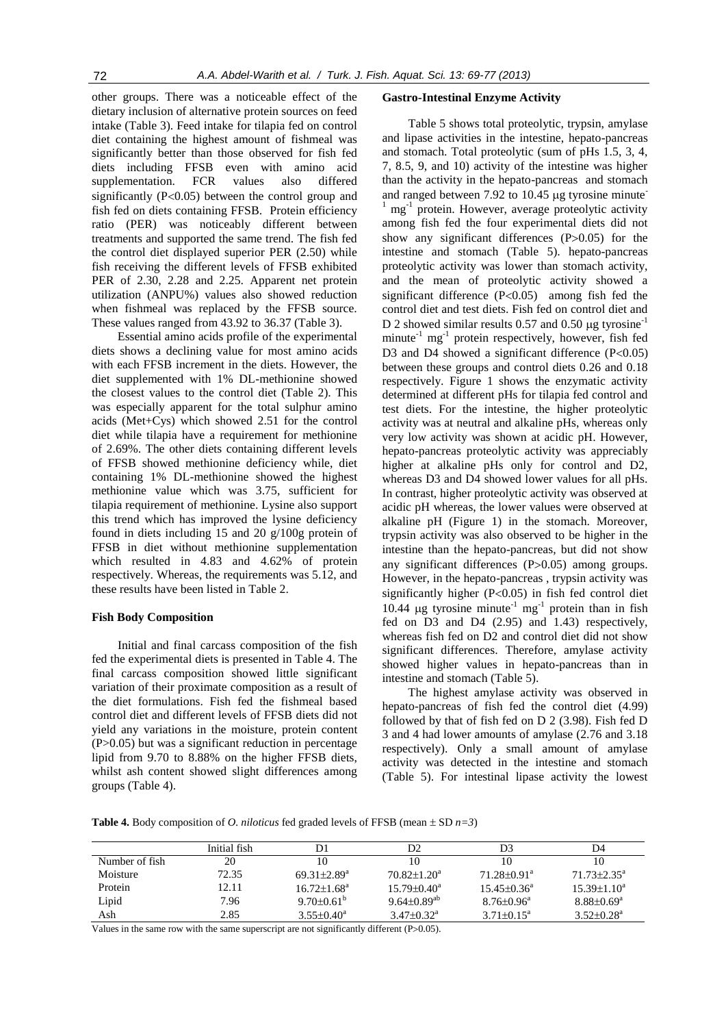other groups. There was a noticeable effect of the dietary inclusion of alternative protein sources on feed intake (Table 3). Feed intake for tilapia fed on control diet containing the highest amount of fishmeal was significantly better than those observed for fish fed diets including FFSB even with amino acid supplementation. FCR values also differed significantly ($P<0.05$) between the control group and fish fed on diets containing FFSB. Protein efficiency ratio (PER) was noticeably different between treatments and supported the same trend. The fish fed the control diet displayed superior PER (2.50) while fish receiving the different levels of FFSB exhibited PER of 2.30, 2.28 and 2.25. Apparent net protein utilization (ANPU%) values also showed reduction when fishmeal was replaced by the FFSB source. These values ranged from 43.92 to 36.37 (Table 3).

Essential amino acids profile of the experimental diets shows a declining value for most amino acids with each FFSB increment in the diets. However, the diet supplemented with 1% DL-methionine showed the closest values to the control diet (Table 2). This was especially apparent for the total sulphur amino acids (Met+Cys) which showed 2.51 for the control diet while tilapia have a requirement for methionine of 2.69%. The other diets containing different levels of FFSB showed methionine deficiency while, diet containing 1% DL-methionine showed the highest methionine value which was 3.75, sufficient for tilapia requirement of methionine. Lysine also support this trend which has improved the lysine deficiency found in diets including 15 and 20 g/100g protein of FFSB in diet without methionine supplementation which resulted in 4.83 and 4.62% of protein respectively. Whereas, the requirements was 5.12, and these results have been listed in Table 2.

### Fish Body Composition

Initial and final carcass composition of the fish fed the experimental diets is presented in Table 4. The final carcass composition showed little significant variation of their proximate composition as a result of the diet formulations. Fish fed the fishmeal based control diet and different levels of FFSB diets did not yield any variations in the moisture, protein content ($P>0.05$) but was a significant reduction in percentage lipid from 9.70 to 8.88% on the higher FFSB diets, whilst ash content showed slight differences among groups (Table 4).

### Gastro-Intestinal Enzyme Activity

Table 5 shows total proteolytic, trypsin, amylase and lipase activities in the intestine, hepato-pancreas and stomach. Total proteolytic (sum of pHs 1.5, 3, 4, 7, 8.5, 9, and 10) activity of the intestine was higher than the activity in the hepato-pancreas and stomach and ranged between 7.92 to 10.45 μg tyrosine $\text{minute}^{-1}$ $\text{mg}^{-1}$ protein. However, average proteolytic activity among fish fed the four experimental diets did not show any significant differences ($P>0.05$) for the intestine and stomach (Table 5). hepato-pancreas proteolytic activity was lower than stomach activity, and the mean of proteolytic activity showed a significant difference ($P<0.05$) among fish fed the control diet and test diets. Fish fed on control diet and D 2 showed similar results 0.57 and 0.50 μg $\text{tyrosine}^{-1}$ $\text{minute}^{-1}$ $\text{mg}^{-1}$ protein respectively, however, fish fed D3 and D4 showed a significant difference ($P<0.05$) between these groups and control diets 0.26 and 0.18 respectively. Figure 1 shows the enzymatic activity determined at different pHs for tilapia fed control and test diets. For the intestine, the higher proteolytic activity was at neutral and alkaline pHs, whereas only very low activity was shown at acidic pH. However, hepato-pancreas proteolytic activity was appreciably higher at alkaline pHs only for control and D2, whereas D3 and D4 showed lower values for all pHs. In contrast, higher proteolytic activity was observed at acidic pH whereas, the lower values were observed at alkaline pH (Figure 1) in the stomach. Moreover, trypsin activity was also observed to be higher in the intestine than the hepato-pancreas, but did not show any significant differences ($P>0.05$) among groups. However, in the hepato-pancreas , trypsin activity was significantly higher ($P<0.05$) in fish fed control diet 10.44 μg tyrosine $\text{minute}^{-1}$ $\text{mg}^{-1}$ protein than in fish fed on D3 and D4 (2.95) and 1.43) respectively, whereas fish fed on D2 and control diet did not show significant differences. Therefore, amylase activity showed higher values in hepato-pancreas than in intestine and stomach (Table 5).

The highest amylase activity was observed in hepato-pancreas of fish fed the control diet (4.99) followed by that of fish fed on D 2 (3.98). Fish fed D 3 and 4 had lower amounts of amylase (2.76 and 3.18 respectively). Only a small amount of amylase activity was detected in the intestine and stomach (Table 5). For intestinal lipase activity the lowest

**Table 4.** Body composition of *O. niloticus* fed graded levels of FFSB (mean ± SD *n=3*)

| | Initial fish | D1 | D2 | D3 | D4 |
|---|---|---|---|---|---|
| Number of fish | 20 | 10 | 10 | 10 | 10 |
| Moisture | 72.35 | 69.31±2.89[a] | 70.82±1.20[a] | 71.28±0.91[a] | 71.73±2.35[a] |
| Protein | 12.11 | 16.72±1.68[a] | 15.79±0.40[a] | 15.45±0.36[a] | 15.39±1.10[a] |
| Lipid | 7.96 | 9.70±0.61[b] | 9.64±0.89[ab] | 8.76±0.96[a] | 8.88±0.69[a] |
| Ash | 2.85 | 3.55±0.40[a] | 3.47±0.32[a] | 3.71±0.15[a] | 3.52±0.28[a] |

Values in the same row with the same superscript are not significantly different ($P>0.05$).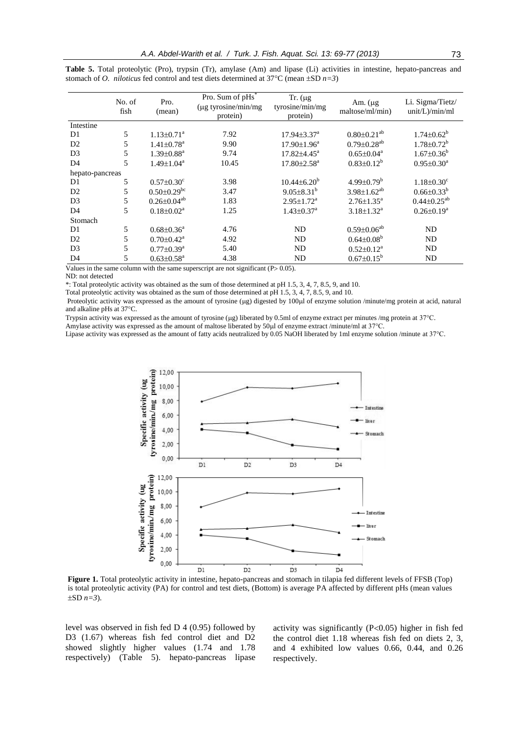**Table 5.** Total proteolytic (Pro), trypsin (Tr), amylase (Am) and lipase (Li) activities in intestine, hepato-pancreas and stomach of *O. niloticus* fed control and test diets determined at 37°C (mean ±SD *n=3*)

| | No. of fish | Pro. (mean) | Pro. Sum of pHs* (µg tyrosine/min/mg protein) | Tr. (µg tyrosine/min/mg protein) | Am. (µg maltose/ml/min) | Li. Sigma/Tietz/ unit/L)/min/ml |
|---|---|---|---|---|---|---|
| Intestine | | | | | | |
| D1 | 5 | 1.13±0.71[a] | 7.92 | 17.94±3.37[a] | 0.80±0.21[ab] | 1.74±0.62[b] |
| D2 | 5 | 1.41±0.78[a] | 9.90 | 17.90±1.96[a] | 0.79±0.28[ab] | 1.78±0.72[b] |
| D3 | 5 | 1.39±0.88[a] | 9.74 | 17.82±4.45[a] | 0.65±0.04[a] | 1.67±0.36[b] |
| D4 | 5 | 1.49±1.04[a] | 10.45 | 17.80±2.58[a] | 0.83±0.12[b] | 0.95±0.30[a] |
| hepato-pancreas | | | | | | |
| D1 | 5 | 0.57±0.30[c] | 3.98 | 10.44±6.20[b] | 4.99±0.79[b] | 1.18±0.30[c] |
| D2 | 5 | 0.50±0.29[bc] | 3.47 | 9.05±8.31[b] | 3.98±1.62[ab] | 0.66±0.33[b] |
| D3 | 5 | 0.26±0.04[ab] | 1.83 | 2.95±1.72[a] | 2.76±1.35[a] | 0.44±0.25[ab] |
| D4 | 5 | 0.18±0.02[a] | 1.25 | 1.43±0.37[a] | 3.18±1.32[a] | 0.26±0.19[a] |
| Stomach | | | | | | |
| D1 | 5 | 0.68±0.36[a] | 4.76 | ND | 0.59±0.06[ab] | ND |
| D2 | 5 | 0.70±0.42[a] | 4.92 | ND | 0.64±0.08[b] | ND |
| D3 | 5 | 0.77±0.39[a] | 5.40 | ND | 0.52±0.12[a] | ND |
| D4 | 5 | 0.63±0.58[a] | 4.38 | ND | 0.67±0.15[b] | ND |

Values in the same column with the same superscript are not significant (P> 0.05).

ND: not detected

*: Total proteolytic activity was obtained as the sum of those determined at pH 1.5, 3, 4, 7, 8.5, 9, and 10.

Total proteolytic activity was obtained as the sum of those determined at pH 1.5, 3, 4, 7, 8.5, 9, and 10.

Proteolytic activity was expressed as the amount of tyrosine (µg) digested by 100µl of enzyme solution /minute/mg protein at acid, natural and alkaline pHs at 37°C.

Trypsin activity was expressed as the amount of tyrosine (µg) liberated by 0.5ml of enzyme extract per minutes /mg protein at 37°C.

Amylase activity was expressed as the amount of maltose liberated by 50µl of enzyme extract /minute/ml at 37°C.

Lipase activity was expressed as the amount of fatty acids neutralized by 0.05 NaOH liberated by 1ml enzyme solution /minute at 37°C.

**Figure 1.** Total proteolytic activity in intestine, hepato-pancreas and stomach in tilapia fed different levels of FFSB (Top) is total proteolytic activity (PA) for control and test diets, (Bottom) is average PA affected by different pHs (mean values ±SD *n=3*).

level was observed in fish fed D 4 (0.95) followed by D3 (1.67) whereas fish fed control diet and D2 showed slightly higher values (1.74 and 1.78 respectively) (Table 5). hepato-pancreas lipase activity was significantly ($P<0.05$) higher in fish fed the control diet 1.18 whereas fish fed on diets 2, 3, and 4 exhibited low values 0.66, 0.44, and 0.26 respectively.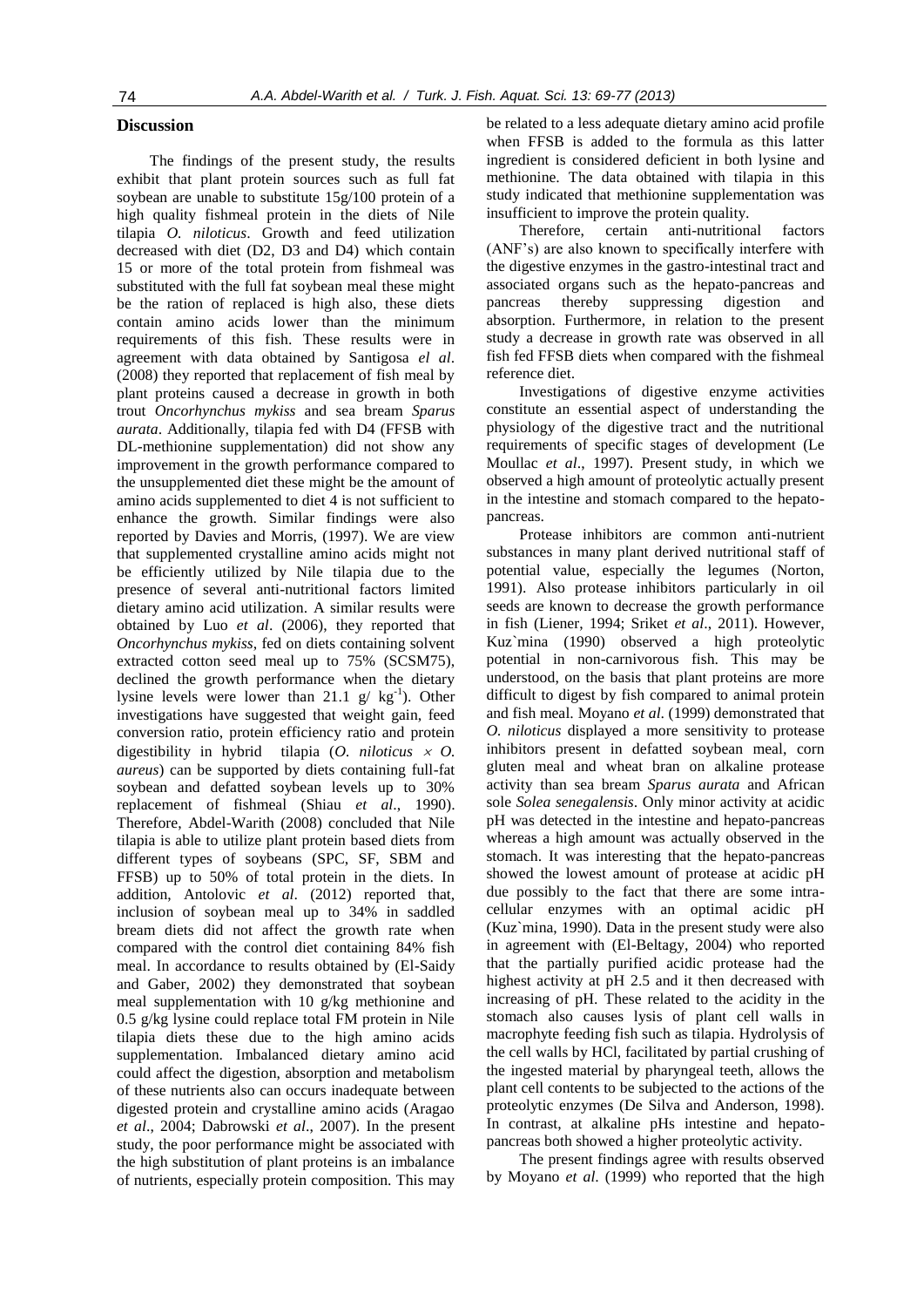## Discussion

The findings of the present study, the results exhibit that plant protein sources such as full fat soybean are unable to substitute 15g/100 protein of a high quality fishmeal protein in the diets of Nile tilapia *O. niloticus*. Growth and feed utilization decreased with diet (D2, D3 and D4) which contain 15 or more of the total protein from fishmeal was substituted with the full fat soybean meal these might be the ration of replaced is high also, these diets contain amino acids lower than the minimum requirements of this fish. These results were in agreement with data obtained by Santigosa *el al*. (2008) they reported that replacement of fish meal by plant proteins caused a decrease in growth in both trout *Oncorhynchus mykiss* and sea bream *Sparus aurata*. Additionally, tilapia fed with D4 (FFSB with DL-methionine supplementation) did not show any improvement in the growth performance compared to the unsupplemented diet these might be the amount of amino acids supplemented to diet 4 is not sufficient to enhance the growth. Similar findings were also reported by Davies and Morris, (1997). We are view that supplemented crystalline amino acids might not be efficiently utilized by Nile tilapia due to the presence of several anti-nutritional factors limited dietary amino acid utilization. A similar results were obtained by Luo *et al*. (2006), they reported that *Oncorhynchus mykiss*, fed on diets containing solvent extracted cotton seed meal up to 75% (SCSM75), declined the growth performance when the dietary lysine levels were lower than 21.1 g/ kg$^{-1}$). Other investigations have suggested that weight gain, feed conversion ratio, protein efficiency ratio and protein digestibility in hybrid tilapia (*O. niloticus* × *O. aureus*) can be supported by diets containing full-fat soybean and defatted soybean levels up to 30% replacement of fishmeal (Shiau *et al*., 1990). Therefore, Abdel-Warith (2008) concluded that Nile tilapia is able to utilize plant protein based diets from different types of soybeans (SPC, SF, SBM and FFSB) up to 50% of total protein in the diets. In addition, Antolovic *et al*. (2012) reported that, inclusion of soybean meal up to 34% in saddled bream diets did not affect the growth rate when compared with the control diet containing 84% fish meal. In accordance to results obtained by (El-Saidy and Gaber, 2002) they demonstrated that soybean meal supplementation with 10 g/kg methionine and 0.5 g/kg lysine could replace total FM protein in Nile tilapia diets these due to the high amino acids supplementation. Imbalanced dietary amino acid could affect the digestion, absorption and metabolism of these nutrients also can occurs inadequate between digested protein and crystalline amino acids (Aragao *et al*., 2004; Dabrowski *et al*., 2007). In the present study, the poor performance might be associated with the high substitution of plant proteins is an imbalance of nutrients, especially protein composition. This may be related to a less adequate dietary amino acid profile when FFSB is added to the formula as this latter ingredient is considered deficient in both lysine and methionine. The data obtained with tilapia in this study indicated that methionine supplementation was insufficient to improve the protein quality.

Therefore, certain anti-nutritional factors (ANF's) are also known to specifically interfere with the digestive enzymes in the gastro-intestinal tract and associated organs such as the hepato-pancreas and pancreas thereby suppressing digestion and absorption. Furthermore, in relation to the present study a decrease in growth rate was observed in all fish fed FFSB diets when compared with the fishmeal reference diet.

Investigations of digestive enzyme activities constitute an essential aspect of understanding the physiology of the digestive tract and the nutritional requirements of specific stages of development (Le Moullac *et al*., 1997). Present study, in which we observed a high amount of proteolytic actually present in the intestine and stomach compared to the hepato-pancreas.

Protease inhibitors are common anti-nutrient substances in many plant derived nutritional staff of potential value, especially the legumes (Norton, 1991). Also protease inhibitors particularly in oil seeds are known to decrease the growth performance in fish (Liener, 1994; Sriket *et al*., 2011). However, Kuz`mina (1990) observed a high proteolytic potential in non-carnivorous fish. This may be understood, on the basis that plant proteins are more difficult to digest by fish compared to animal protein and fish meal. Moyano *et al.* (1999) demonstrated that *O. niloticus* displayed a more sensitivity to protease inhibitors present in defatted soybean meal, corn gluten meal and wheat bran on alkaline protease activity than sea bream *Sparus aurata* and African sole *Solea senegalensis*. Only minor activity at acidic pH was detected in the intestine and hepato-pancreas whereas a high amount was actually observed in the stomach. It was interesting that the hepato-pancreas showed the lowest amount of protease at acidic pH due possibly to the fact that there are some intra-cellular enzymes with an optimal acidic pH (Kuz`mina, 1990). Data in the present study were also in agreement with (El-Beltagy, 2004) who reported that the partially purified acidic protease had the highest activity at pH 2.5 and it then decreased with increasing of pH. These related to the acidity in the stomach also causes lysis of plant cell walls in macrophyte feeding fish such as tilapia. Hydrolysis of the cell walls by HCl, facilitated by partial crushing of the ingested material by pharyngeal teeth, allows the plant cell contents to be subjected to the actions of the proteolytic enzymes (De Silva and Anderson, 1998). In contrast, at alkaline pHs intestine and hepato-pancreas both showed a higher proteolytic activity.

The present findings agree with results observed by Moyano *et al*. (1999) who reported that the high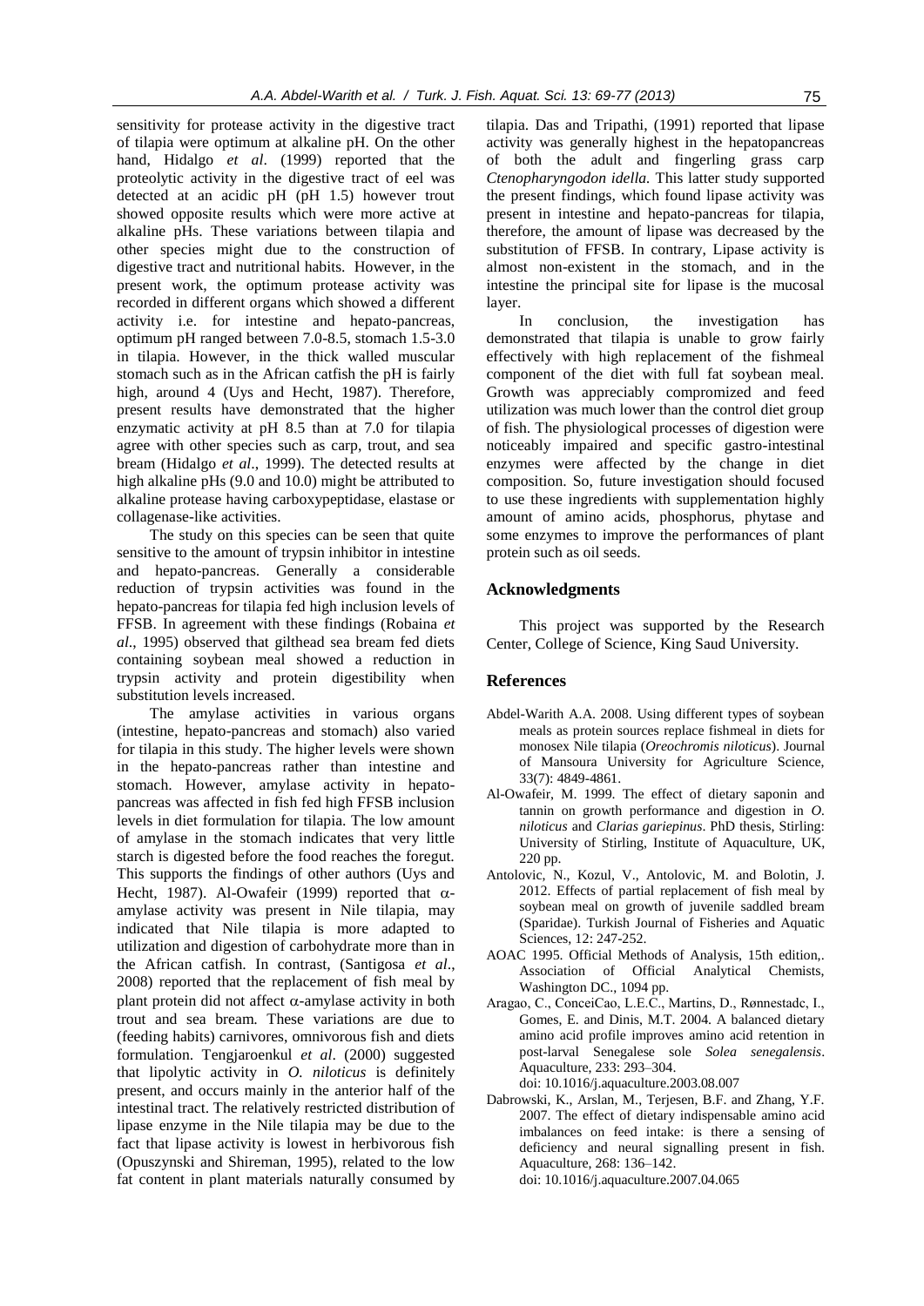sensitivity for protease activity in the digestive tract of tilapia were optimum at alkaline pH. On the other hand, Hidalgo *et al*. (1999) reported that the proteolytic activity in the digestive tract of eel was detected at an acidic pH (pH 1.5) however trout showed opposite results which were more active at alkaline pHs. These variations between tilapia and other species might due to the construction of digestive tract and nutritional habits. However, in the present work, the optimum protease activity was recorded in different organs which showed a different activity i.e. for intestine and hepato-pancreas, optimum pH ranged between 7.0-8.5, stomach 1.5-3.0 in tilapia. However, in the thick walled muscular stomach such as in the African catfish the pH is fairly high, around 4 (Uys and Hecht, 1987). Therefore, present results have demonstrated that the higher enzymatic activity at pH 8.5 than at 7.0 for tilapia agree with other species such as carp, trout, and sea bream (Hidalgo *et al*., 1999). The detected results at high alkaline pHs (9.0 and 10.0) might be attributed to alkaline protease having carboxypeptidase, elastase or collagenase-like activities.

The study on this species can be seen that quite sensitive to the amount of trypsin inhibitor in intestine and hepato-pancreas. Generally a considerable reduction of trypsin activities was found in the hepato-pancreas for tilapia fed high inclusion levels of FFSB. In agreement with these findings (Robaina *et al*., 1995) observed that gilthead sea bream fed diets containing soybean meal showed a reduction in trypsin activity and protein digestibility when substitution levels increased.

The amylase activities in various organs (intestine, hepato-pancreas and stomach) also varied for tilapia in this study. The higher levels were shown in the hepato-pancreas rather than intestine and stomach. However, amylase activity in hepato-pancreas was affected in fish fed high FFSB inclusion levels in diet formulation for tilapia. The low amount of amylase in the stomach indicates that very little starch is digested before the food reaches the foregut. This supports the findings of other authors (Uys and Hecht, 1987). Al-Owafeir (1999) reported that $\alpha$-amylase activity was present in Nile tilapia, may indicated that Nile tilapia is more adapted to utilization and digestion of carbohydrate more than in the African catfish. In contrast, (Santigosa *et al*., 2008) reported that the replacement of fish meal by plant protein did not affect $\alpha$-amylase activity in both trout and sea bream. These variations are due to (feeding habits) carnivores, omnivorous fish and diets formulation. Tengjaroenkul *et al*. (2000) suggested that lipolytic activity in *O. niloticus* is definitely present, and occurs mainly in the anterior half of the intestinal tract. The relatively restricted distribution of lipase enzyme in the Nile tilapia may be due to the fact that lipase activity is lowest in herbivorous fish (Opuszynski and Shireman, 1995), related to the low fat content in plant materials naturally consumed by tilapia. Das and Tripathi, (1991) reported that lipase activity was generally highest in the hepatopancreas of both the adult and fingerling grass carp *Ctenopharyngodon idella.* This latter study supported the present findings, which found lipase activity was present in intestine and hepato-pancreas for tilapia, therefore, the amount of lipase was decreased by the substitution of FFSB. In contrary, Lipase activity is almost non-existent in the stomach, and in the intestine the principal site for lipase is the mucosal layer.

In conclusion, the investigation has demonstrated that tilapia is unable to grow fairly effectively with high replacement of the fishmeal component of the diet with full fat soybean meal. Growth was appreciably compromized and feed utilization was much lower than the control diet group of fish. The physiological processes of digestion were noticeably impaired and specific gastro-intestinal enzymes were affected by the change in diet composition. So, future investigation should focused to use these ingredients with supplementation highly amount of amino acids, phosphorus, phytase and some enzymes to improve the performances of plant protein such as oil seeds.

## Acknowledgments

This project was supported by the Research Center, College of Science, King Saud University.

## References

Abdel-Warith A.A. 2008. Using different types of soybean meals as protein sources replace fishmeal in diets for monosex Nile tilapia (*Oreochromis niloticus*). Journal of Mansoura University for Agriculture Science, 33(7): 4849-4861.

Al-Owafeir, M. 1999. The effect of dietary saponin and tannin on growth performance and digestion in *O. niloticus* and *Clarias gariepinus*. PhD thesis, Stirling: University of Stirling, Institute of Aquaculture, UK, 220 pp.

Antolovic, N., Kozul, V., Antolovic, M. and Bolotin, J. 2012. Effects of partial replacement of fish meal by soybean meal on growth of juvenile saddled bream (Sparidae). Turkish Journal of Fisheries and Aquatic Sciences, 12: 247-252.

AOAC 1995. Official Methods of Analysis, 15th edition,. Association of Official Analytical Chemists, Washington DC., 1094 pp.

Aragao, C., ConceiCao, L.E.C., Martins, D., Rønnestadc, I., Gomes, E. and Dinis, M.T. 2004. A balanced dietary amino acid profile improves amino acid retention in post-larval Senegalese sole *Solea senegalensis*. Aquaculture, 233: 293–304. doi: 10.1016/j.aquaculture.2003.08.007

Dabrowski, K., Arslan, M., Terjesen, B.F. and Zhang, Y.F. 2007. The effect of dietary indispensable amino acid imbalances on feed intake: is there a sensing of deficiency and neural signalling present in fish. Aquaculture, 268: 136–142. doi: 10.1016/j.aquaculture.2007.04.065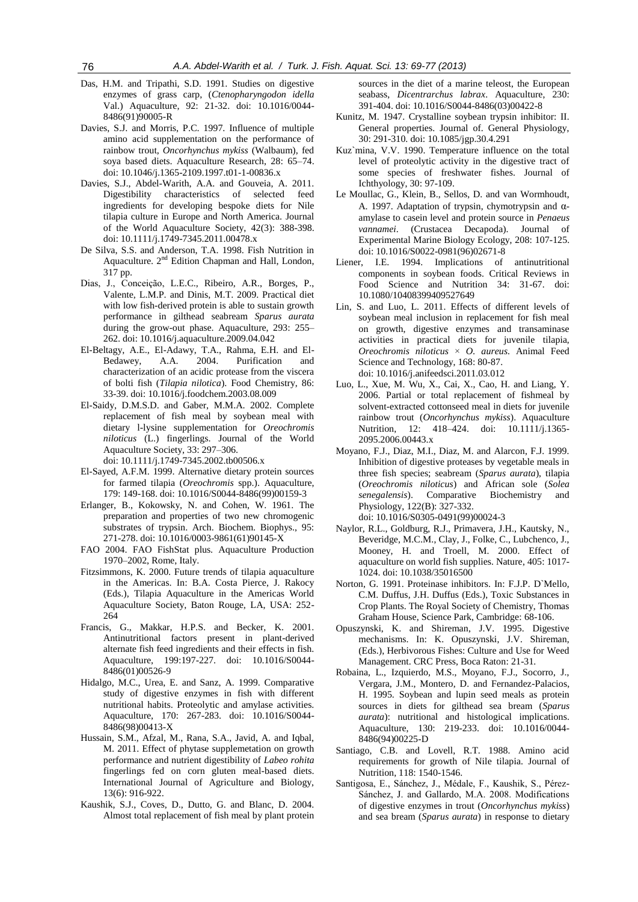Das, H.M. and Tripathi, S.D. 1991. Studies on digestive enzymes of grass carp, (*Ctenopharyngodon idella* Val.) Aquaculture, 92: 21-32. doi: 10.1016/0044-8486(91)90005-R

Davies, S.J. and Morris, P.C. 1997. Influence of multiple amino acid supplementation on the performance of rainbow trout, *Oncorhynchus mykiss* (Walbaum), fed soya based diets. Aquaculture Research, 28: 65–74. doi: 10.1046/j.1365-2109.1997.t01-1-00836.x

Davies, S.J., Abdel-Warith, A.A. and Gouveia, A. 2011. Digestibility characteristics of selected feed ingredients for developing bespoke diets for Nile tilapia culture in Europe and North America. Journal of the World Aquaculture Society, 42(3): 388-398. doi: 10.1111/j.1749-7345.2011.00478.x

De Silva, S.S. and Anderson, T.A. 1998. Fish Nutrition in Aquaculture. 2nd Edition Chapman and Hall, London, 317 pp.

Dias, J., Conceição, L.E.C., Ribeiro, A.R., Borges, P., Valente, L.M.P. and Dinis, M.T. 2009. Practical diet with low fish-derived protein is able to sustain growth performance in gilthead seabream *Sparus aurata* during the grow-out phase. Aquaculture, 293: 255–262. doi: 10.1016/j.aquaculture.2009.04.042

El-Beltagy, A.E., El-Adawy, T.A., Rahma, E.H. and El-Bedawey, A.A. 2004. Purification and characterization of an acidic protease from the viscera of bolti fish (*Tilapia nilotica*). Food Chemistry, 86: 33-39. doi: 10.1016/j.foodchem.2003.08.009

El-Saidy, D.M.S.D. and Gaber, M.M.A. 2002. Complete replacement of fish meal by soybean meal with dietary l-lysine supplementation for *Oreochromis niloticus* (L.) fingerlings. Journal of the World Aquaculture Society, 33: 297–306. doi: 10.1111/j.1749-7345.2002.tb00506.x

El-Sayed, A.F.M. 1999. Alternative dietary protein sources for farmed tilapia (*Oreochromis* spp.). Aquaculture, 179: 149-168. doi: 10.1016/S0044-8486(99)00159-3

Erlanger, B., Kokowsky, N. and Cohen, W. 1961. The preparation and properties of two new chromogenic substrates of trypsin. Arch. Biochem. Biophys., 95: 271-278. doi: 10.1016/0003-9861(61)90145-X

FAO 2004. FAO FishStat plus. Aquaculture Production 1970–2002, Rome, Italy.

Fitzsimmons, K. 2000. Future trends of tilapia aquaculture in the Americas. In: B.A. Costa Pierce, J. Rakocy (Eds.), Tilapia Aquaculture in the Americas World Aquaculture Society, Baton Rouge, LA, USA: 252-264

Francis, G., Makkar, H.P.S. and Becker, K. 2001. Antinutritional factors present in plant-derived alternate fish feed ingredients and their effects in fish. Aquaculture, 199:197-227. doi: 10.1016/S0044-8486(01)00526-9

Hidalgo, M.C., Urea, E. and Sanz, A. 1999. Comparative study of digestive enzymes in fish with different nutritional habits. Proteolytic and amylase activities. Aquaculture, 170: 267-283. doi: 10.1016/S0044-8486(98)00413-X

Hussain, S.M., Afzal, M., Rana, S.A., Javid, A. and Iqbal, M. 2011. Effect of phytase supplemetation on growth performance and nutrient digestibility of *Labeo rohita* fingerlings fed on corn gluten meal-based diets. International Journal of Agriculture and Biology, 13(6): 916-922.

Kaushik, S.J., Coves, D., Dutto, G. and Blanc, D. 2004. Almost total replacement of fish meal by plant protein sources in the diet of a marine teleost, the European seabass, *Dicentrarchus labrax*. Aquaculture, 230: 391-404. doi: 10.1016/S0044-8486(03)00422-8

Kunitz, M. 1947. Crystalline soybean trypsin inhibitor: II. General properties. Journal of. General Physiology, 30: 291-310. doi: 10.1085/jgp.30.4.291

Kuz`mina, V.V. 1990. Temperature influence on the total level of proteolytic activity in the digestive tract of some species of freshwater fishes. Journal of Ichthyology, 30: 97-109.

Le Moullac, G., Klein, B., Sellos, D. and van Wormhoudt, A. 1997. Adaptation of trypsin, chymotrypsin and α-amylase to casein level and protein source in *Penaeus vannamei*. (Crustacea Decapoda). Journal of Experimental Marine Biology Ecology, 208: 107-125. doi: 10.1016/S0022-0981(96)02671-8

Liener, I.E. 1994. Implications of antinutritional components in soybean foods. Critical Reviews in Food Science and Nutrition 34: 31-67. doi: 10.1080/10408399409527649

Lin, S. and Luo, L. 2011. Effects of different levels of soybean meal inclusion in replacement for fish meal on growth, digestive enzymes and transaminase activities in practical diets for juvenile tilapia, *Oreochromis niloticus* × *O. aureus*. Animal Feed Science and Technology, 168: 80-87. doi: 10.1016/j.anifeedsci.2011.03.012

Luo, L., Xue, M. Wu, X., Cai, X., Cao, H. and Liang, Y. 2006. Partial or total replacement of fishmeal by solvent-extracted cottonseed meal in diets for juvenile rainbow trout (*Oncorhynchus mykiss*). Aquaculture Nutrition, 12: 418–424. doi: 10.1111/j.1365-2095.2006.00443.x

Moyano, F.J., Diaz, M.I., Diaz, M. and Alarcon, F.J. 1999. Inhibition of digestive proteases by vegetable meals in three fish species; seabream (*Sparus aurata*), tilapia (*Oreochromis niloticus*) and African sole (*Solea senegalensis*). Comparative Biochemistry and Physiology, 122(B): 327-332. doi: 10.1016/S0305-0491(99)00024-3

Naylor, R.L., Goldburg, R.J., Primavera, J.H., Kautsky, N., Beveridge, M.C.M., Clay, J., Folke, C., Lubchenco, J., Mooney, H. and Troell, M. 2000. Effect of aquaculture on world fish supplies. Nature, 405: 1017-1024. doi: 10.1038/35016500

Norton, G. 1991. Proteinase inhibitors. In: F.J.P. D`Mello, C.M. Duffus, J.H. Duffus (Eds.), Toxic Substances in Crop Plants. The Royal Society of Chemistry, Thomas Graham House, Science Park, Cambridge: 68-106.

Opuszynski, K. and Shireman, J.V. 1995. Digestive mechanisms. In: K. Opuszynski, J.V. Shireman, (Eds.), Herbivorous Fishes: Culture and Use for Weed Management. CRC Press, Boca Raton: 21-31.

Robaina, L., Izquierdo, M.S., Moyano, F.J., Socorro, J., Vergara, J.M., Montero, D. and Fernandez-Palacios, H. 1995. Soybean and lupin seed meals as protein sources in diets for gilthead sea bream (*Sparus aurata*): nutritional and histological implications. Aquaculture, 130: 219-233. doi: 10.1016/0044-8486(94)00225-D

Santiago, C.B. and Lovell, R.T. 1988. Amino acid requirements for growth of Nile tilapia. Journal of Nutrition, 118: 1540-1546.

Santigosa, E., Sánchez, J., Médale, F., Kaushik, S., Pérez-Sánchez, J. and Gallardo, M.A. 2008. Modifications of digestive enzymes in trout (*Oncorhynchus mykiss*) and sea bream (*Sparus aurata*) in response to dietary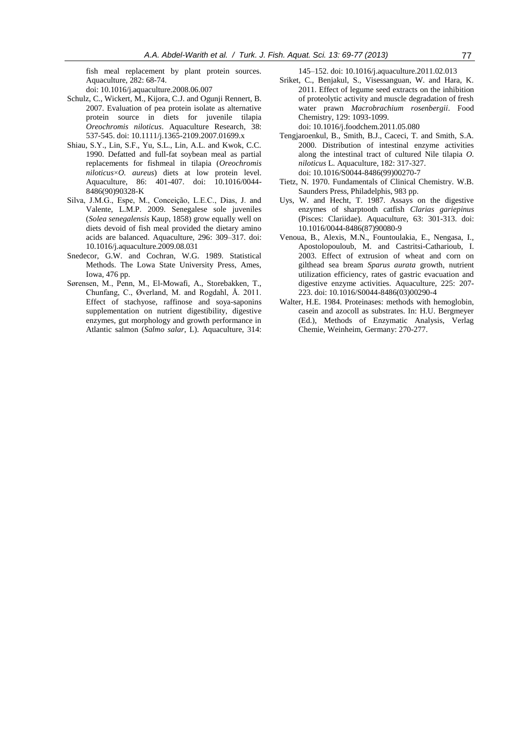fish meal replacement by plant protein sources. Aquaculture, 282: 68-74. doi: 10.1016/j.aquaculture.2008.06.007

Schulz, C., Wickert, M., Kijora, C.J. and Ogunji Rennert, B. 2007. Evaluation of pea protein isolate as alternative protein source in diets for juvenile tilapia *Oreochromis niloticus*. Aquaculture Research, 38: 537-545. doi: 10.1111/j.1365-2109.2007.01699.x

Shiau, S.Y., Lin, S.F., Yu, S.L., Lin, A.L. and Kwok, C.C. 1990. Defatted and full-fat soybean meal as partial replacements for fishmeal in tilapia (*Oreochromis niloticus*×*O. aureus*) diets at low protein level. Aquaculture, 86: 401-407. doi: 10.1016/0044-8486(90)90328-K

Silva, J.M.G., Espe, M., Conceição, L.E.C., Dias, J. and Valente, L.M.P. 2009. Senegalese sole juveniles (*Solea senegalensis* Kaup, 1858) grow equally well on diets devoid of fish meal provided the dietary amino acids are balanced. Aquaculture, 296: 309–317. doi: 10.1016/j.aquaculture.2009.08.031

Snedecor, G.W. and Cochran, W.G. 1989. Statistical Methods. The Lowa State University Press, Ames, Iowa, 476 pp.

Sørensen, M., Penn, M., El-Mowafi, A., Storebakken, T., Chunfang, C., Øverland, M. and Rogdahl, Å. 2011. Effect of stachyose, raffinose and soya-saponins supplementation on nutrient digestibility, digestive enzymes, gut morphology and growth performance in Atlantic salmon (*Salmo salar*, L). Aquaculture, 314: 145–152. doi: 10.1016/j.aquaculture.2011.02.013

Sriket, C., Benjakul, S., Visessanguan, W. and Hara, K. 2011. Effect of legume seed extracts on the inhibition of proteolytic activity and muscle degradation of fresh water prawn *Macrobrachium rosenbergii*. Food Chemistry, 129: 1093-1099. doi: 10.1016/j.foodchem.2011.05.080

Tengjaroenkul, B., Smith, B.J., Caceci, T. and Smith, S.A. 2000. Distribution of intestinal enzyme activities along the intestinal tract of cultured Nile tilapia *O. niloticus* L. Aquaculture, 182: 317-327. doi: 10.1016/S0044-8486(99)00270-7

Tietz, N. 1970. Fundamentals of Clinical Chemistry. W.B. Saunders Press, Philadelphis, 983 pp.

Uys, W. and Hecht, T. 1987. Assays on the digestive enzymes of sharptooth catfish *Clarias gariepinus* (Pisces: Clariidae). Aquaculture, 63: 301-313. doi: 10.1016/0044-8486(87)90080-9

Venoua, B., Alexis, M.N., Fountoulakia, E., Nengasa, I., Apostolopouloub, M. and Castritsi-Catharioub, I. 2003. Effect of extrusion of wheat and corn on gilthead sea bream *Sparus aurata* growth, nutrient utilization efficiency, rates of gastric evacuation and digestive enzyme activities. Aquaculture, 225: 207-223. doi: 10.1016/S0044-8486(03)00290-4

Walter, H.E. 1984. Proteinases: methods with hemoglobin, casein and azocoll as substrates. In: H.U. Bergmeyer (Ed.), Methods of Enzymatic Analysis, Verlag Chemie, Weinheim, Germany: 270-277.